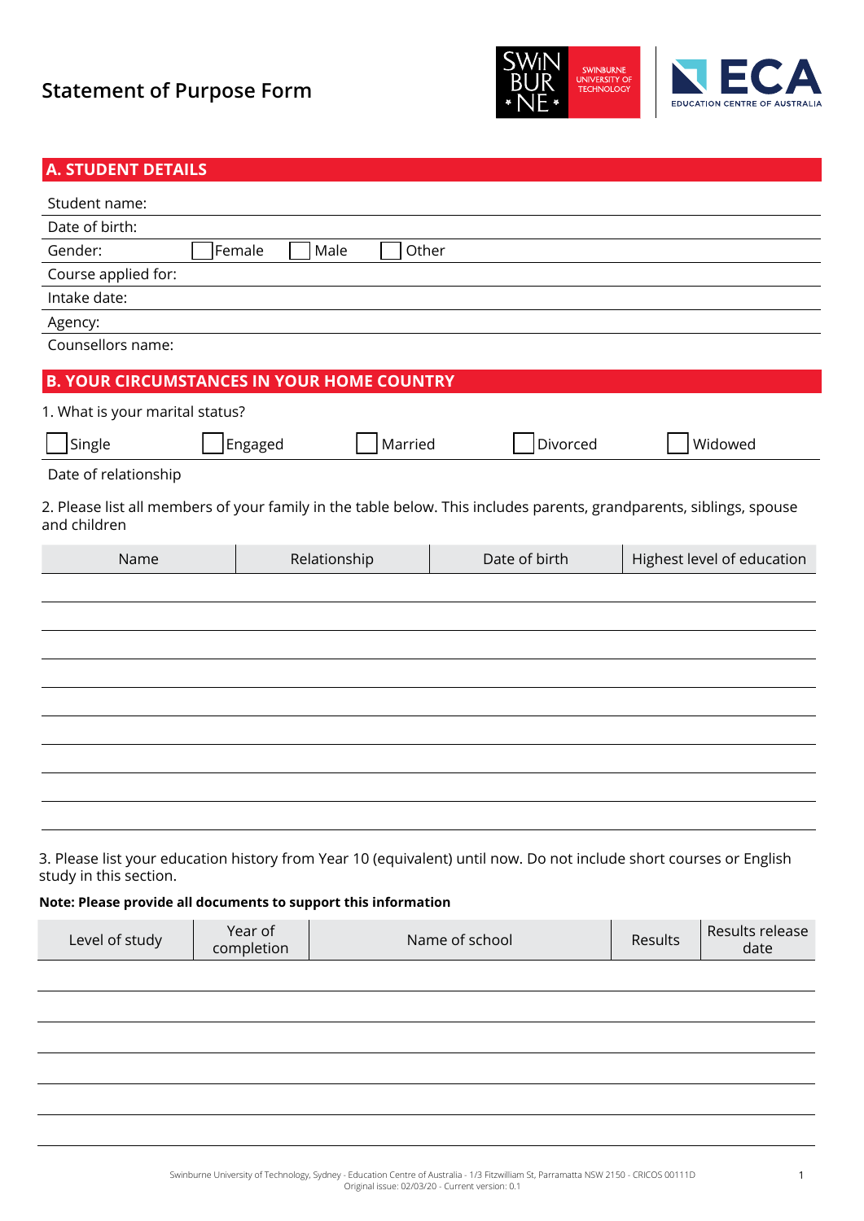# Statement of Purpose Form

## A. STUDENT DETAILS

Student name:

Date of birth:

Gender: ☐ Female ☐ Male ☐ Other

Course applied for:

Intake date:

Agency:

Counsellors name:

## B. YOUR CIRCUMSTANCES IN YOUR HOME COUNTRY

1. What is your marital status?

☐ Single ☐ Engaged ☐ Married ☐ Divorced ☐ Widowed

Date of relationship

2. Please list all members of your family in the table below. This includes parents, grandparents, siblings, spouse and children

| Name | Relationship | Date of birth | Highest level of education |
|---|---|---|---|
| | | | |
| | | | |
| | | | |
| | | | |
| | | | |
| | | | |
| | | | |
| | | | |
| | | | |

3. Please list your education history from Year 10 (equivalent) until now. Do not include short courses or English study in this section.

**Note: Please provide all documents to support this information**

| Level of study | Year of completion | Name of school | Results | Results release date |
|---|---|---|---|---|
| | | | | |
| | | | | |
| | | | | |
| | | | | |
| | | | | |
| | | | | |

Swinburne University of Technology, Sydney - Education Centre of Australia - 1/3 Fitzwilliam St, Parramatta NSW 2150 - CRICOS 00111D
Original issue: 02/03/20 - Current version: 0.1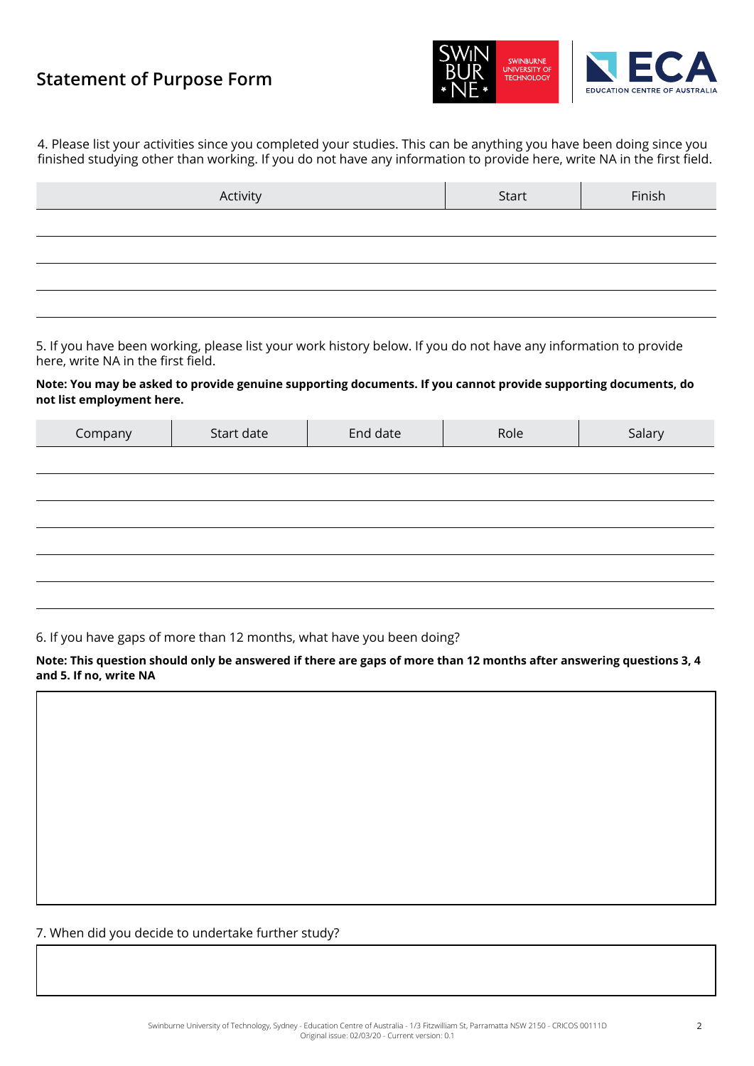# Statement of Purpose Form

4. Please list your activities since you completed your studies. This can be anything you have been doing since you finished studying other than working. If you do not have any information to provide here, write NA in the first field.

| Activity | Start | Finish |
| --- | --- | --- |
| | | |
| | | |
| | | |
| | | |

5. If you have been working, please list your work history below. If you do not have any information to provide here, write NA in the first field.

**Note: You may be asked to provide genuine supporting documents. If you cannot provide supporting documents, do not list employment here.**

| Company | Start date | End date | Role | Salary |
| --- | --- | --- | --- | --- |
| | | | | |
| | | | | |
| | | | | |
| | | | | |
| | | | | |
| | | | | |

6. If you have gaps of more than 12 months, what have you been doing?

**Note: This question should only be answered if there are gaps of more than 12 months after answering questions 3, 4 and 5. If no, write NA**

7. When did you decide to undertake further study?

Swinburne University of Technology, Sydney - Education Centre of Australia - 1/3 Fitzwilliam St, Parramatta NSW 2150 - CRICOS 00111D
Original issue: 02/03/20 - Current version: 0.1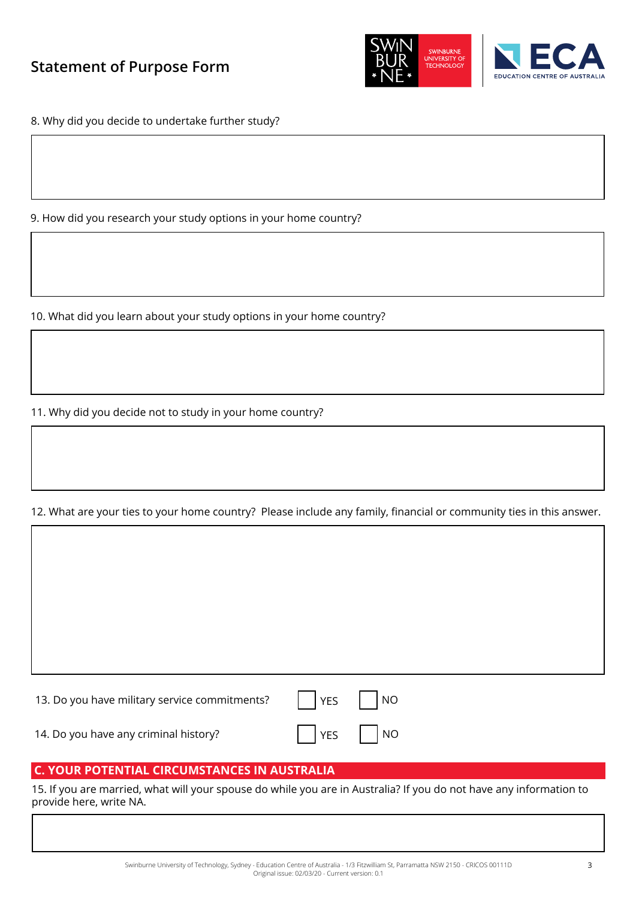8. Why did you decide to undertake further study?

9. How did you research your study options in your home country?

10. What did you learn about your study options in your home country?

11. Why did you decide not to study in your home country?

12. What are your ties to your home country? Please include any family, financial or community ties in this answer.

13. Do you have military service commitments? ☐ YES ☐ NO

14. Do you have any criminal history? ☐ YES ☐ NO

## C. YOUR POTENTIAL CIRCUMSTANCES IN AUSTRALIA

15. If you are married, what will your spouse do while you are in Australia? If you do not have any information to provide here, write NA.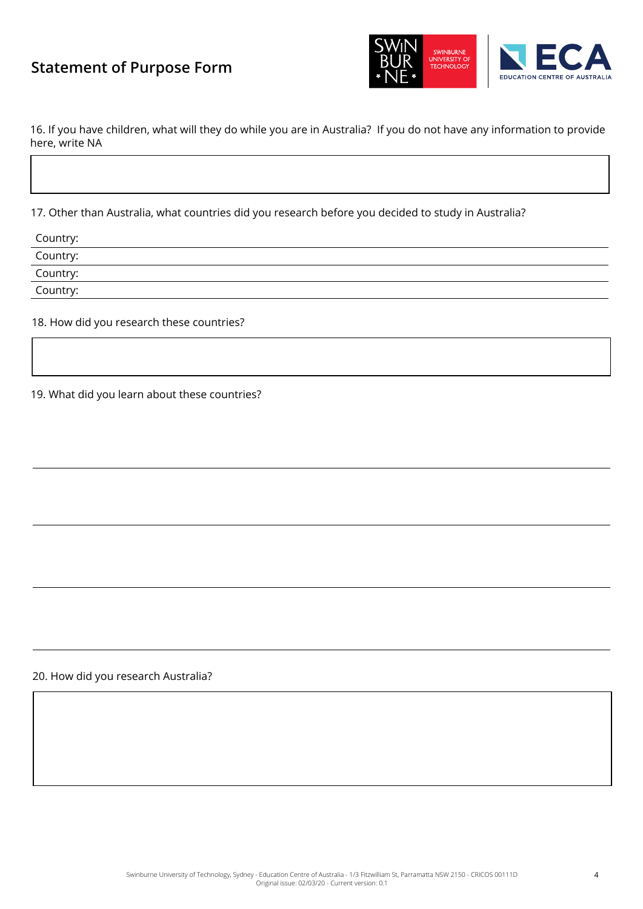## Statement of Purpose Form

16. If you have children, what will they do while you are in Australia? If you do not have any information to provide here, write NA

17. Other than Australia, what countries did you research before you decided to study in Australia?

Country:

Country:

Country:

Country:

18. How did you research these countries?

19. What did you learn about these countries?

20. How did you research Australia?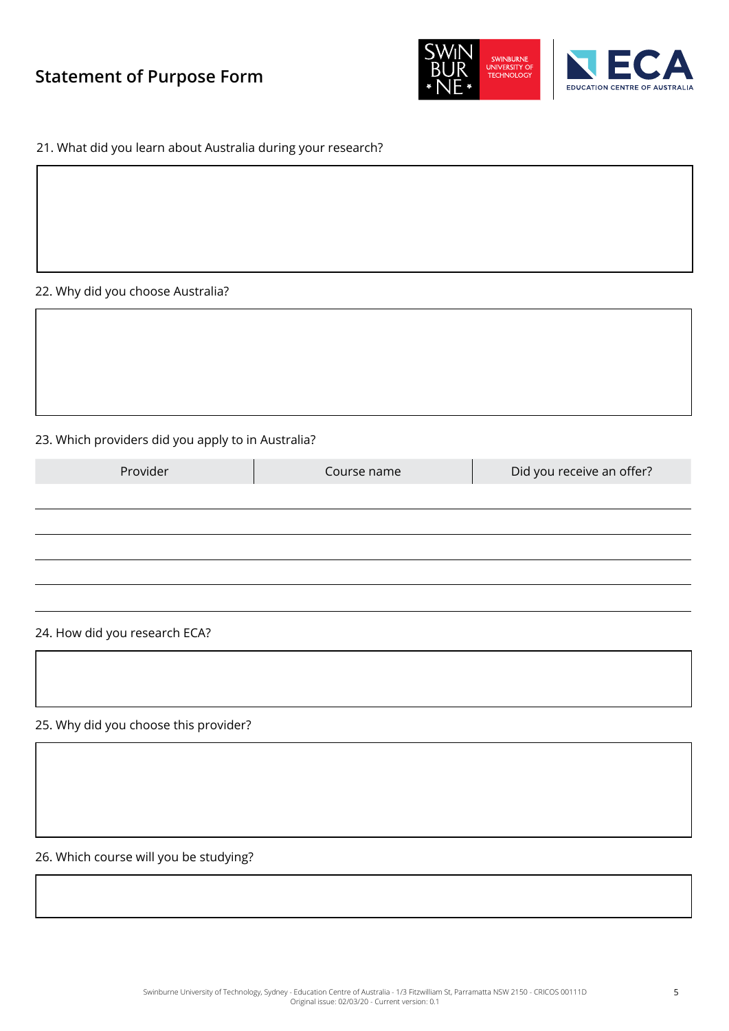## Statement of Purpose Form

21. What did you learn about Australia during your research?

22. Why did you choose Australia?

23. Which providers did you apply to in Australia?

| Provider | Course name | Did you receive an offer? |
|---|---|---|
| | | |
| | | |
| | | |
| | | |
| | | |

24. How did you research ECA?

25. Why did you choose this provider?

26. Which course will you be studying?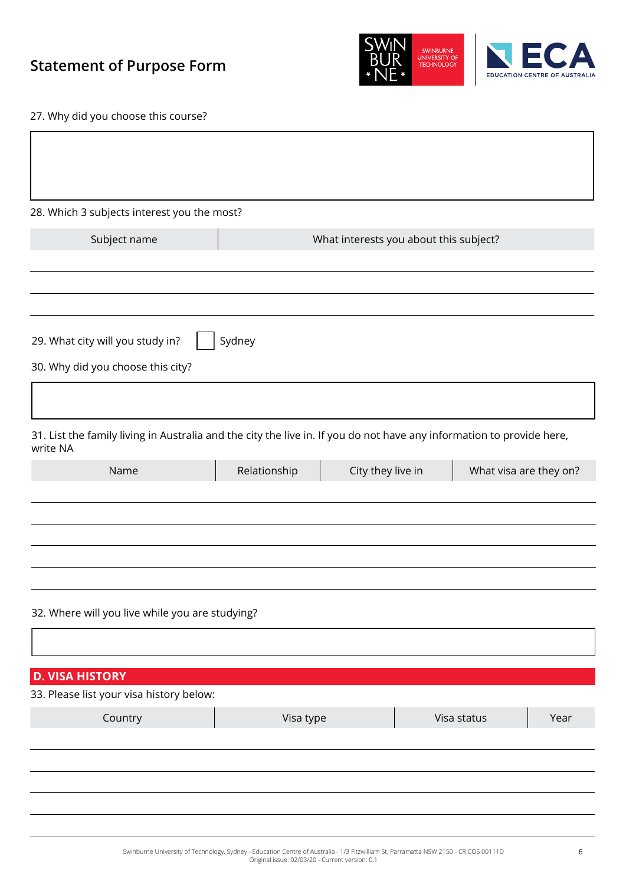# Statement of Purpose Form

27. Why did you choose this course?

28. Which 3 subjects interest you the most?

| Subject name | What interests you about this subject? |
|---|---|
| | |
| | |
| | |

29. What city will you study in? ☐ Sydney

30. Why did you choose this city?

31. List the family living in Australia and the city the live in. If you do not have any information to provide here, write NA

| Name | Relationship | City they live in | What visa are they on? |
|---|---|---|---|
| | | | |
| | | | |
| | | | |
| | | | |
| | | | |

32. Where will you live while you are studying?

## D. VISA HISTORY

33. Please list your visa history below:

| Country | Visa type | Visa status | Year |
|---|---|---|---|
| | | | |
| | | | |
| | | | |
| | | | |
| | | | |

Swinburne University of Technology, Sydney - Education Centre of Australia - 1/3 Fitzwilliam St, Parramatta NSW 2150 - CRICOS 00111D
Original issue: 02/03/20 - Current version: 0.1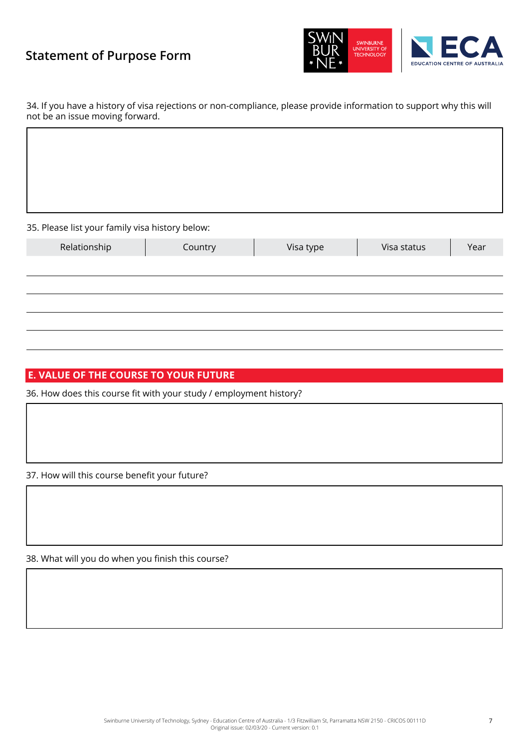34. If you have a history of visa rejections or non-compliance, please provide information to support why this will not be an issue moving forward.

35. Please list your family visa history below:

| Relationship | Country | Visa type | Visa status | Year |
|---|---|---|---|---|
| | | | | |
| | | | | |
| | | | | |
| | | | | |
| | | | | |

## E. VALUE OF THE COURSE TO YOUR FUTURE

36. How does this course fit with your study / employment history?

37. How will this course benefit your future?

38. What will you do when you finish this course?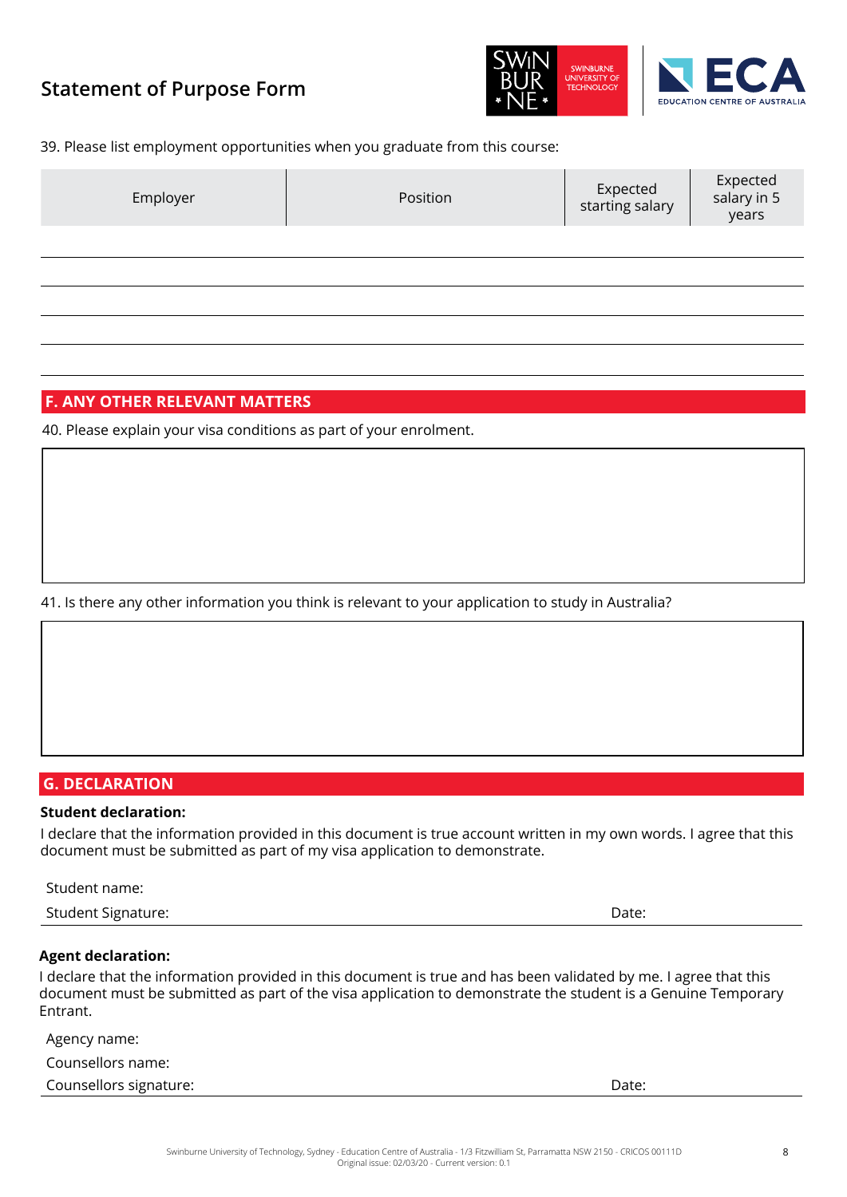## Statement of Purpose Form

39. Please list employment opportunities when you graduate from this course:

| Employer | Position | Expected starting salary | Expected salary in 5 years |
|---|---|---|---|
| | | | |
| | | | |
| | | | |
| | | | |
| | | | |

## F. ANY OTHER RELEVANT MATTERS

40. Please explain your visa conditions as part of your enrolment.

41. Is there any other information you think is relevant to your application to study in Australia?

## G. DECLARATION

**Student declaration:**

I declare that the information provided in this document is true account written in my own words. I agree that this document must be submitted as part of my visa application to demonstrate.

Student name:

Student Signature: Date:

**Agent declaration:**

I declare that the information provided in this document is true and has been validated by me. I agree that this document must be submitted as part of the visa application to demonstrate the student is a Genuine Temporary Entrant.

Agency name:

Counsellors name:

Counsellors signature: Date: